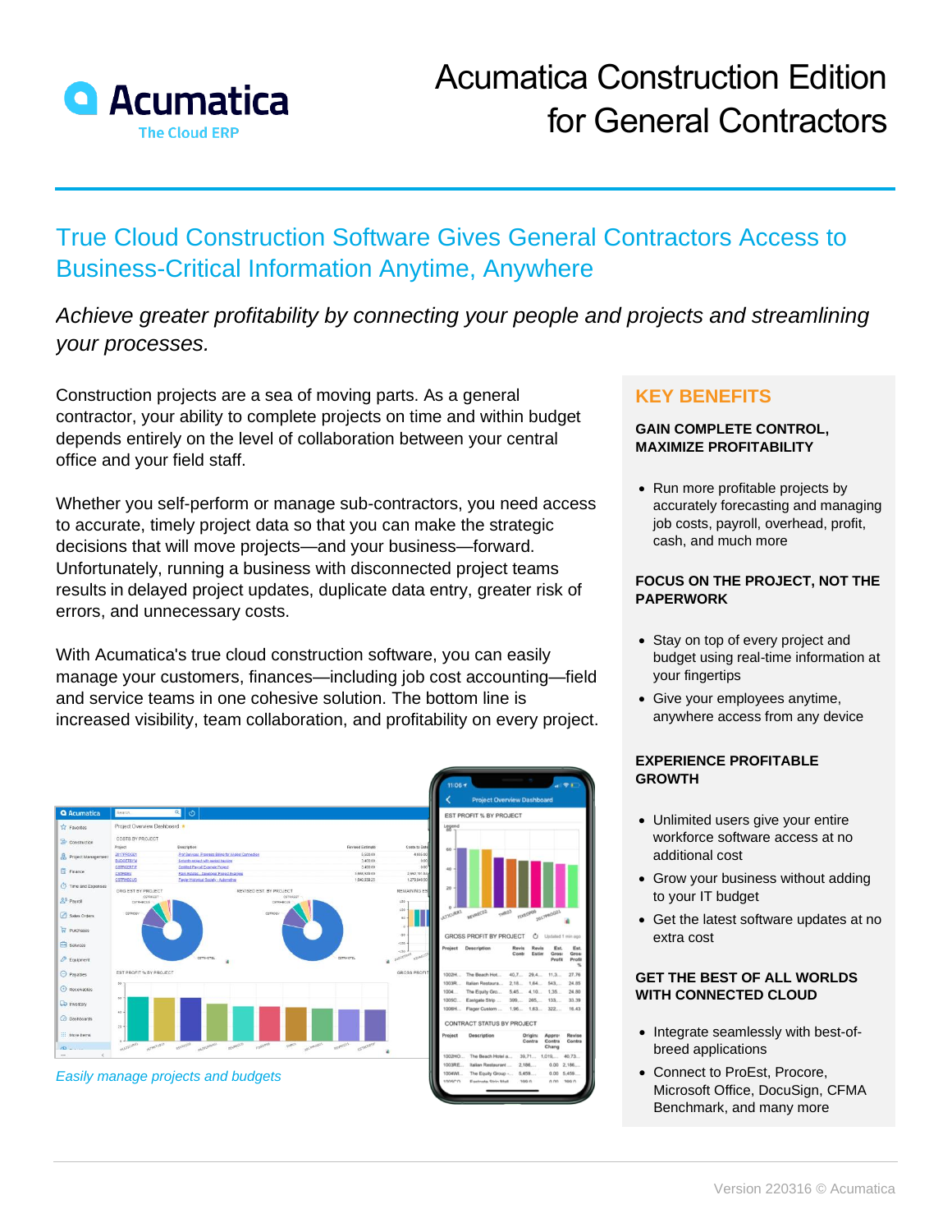# Acumatica Construction Edition for General Contractors

## True Cloud Construction Software Gives General Contractors Access to Business-Critical Information Anytime, Anywhere

*Achieve greater profitability by connecting your people and projects and streamlining your processes.*

Construction projects are a sea of moving parts. As a general contractor, your ability to complete projects on time and within budget depends entirely on the level of collaboration between your central office and your field staff.

Whether you self-perform or manage sub-contractors, you need access to accurate, timely project data so that you can make the strategic decisions that will move projects—and your business—forward. Unfortunately, running a business with disconnected project teams results in delayed project updates, duplicate data entry, greater risk of errors, and unnecessary costs.

With Acumatica's true cloud construction software, you can easily manage your customers, finances—including job cost accounting—field and service teams in one cohesive solution. The bottom line is increased visibility, team collaboration, and profitability on every project.

*Easily manage projects and budgets*

## KEY BENEFITS

### GAIN COMPLETE CONTROL, MAXIMIZE PROFITABILITY

- Run more profitable projects by accurately forecasting and managing job costs, payroll, overhead, profit, cash, and much more

### FOCUS ON THE PROJECT, NOT THE PAPERWORK

- Stay on top of every project and budget using real-time information at your fingertips
- Give your employees anytime, anywhere access from any device

### EXPERIENCE PROFITABLE GROWTH

- Unlimited users give your entire workforce software access at no additional cost
- Grow your business without adding to your IT budget
- Get the latest software updates at no extra cost

### GET THE BEST OF ALL WORLDS WITH CONNECTED CLOUD

- Integrate seamlessly with best-of-breed applications
- Connect to ProEst, Procore, Microsoft Office, DocuSign, CFMA Benchmark, and many more

Version 220316 © Acumatica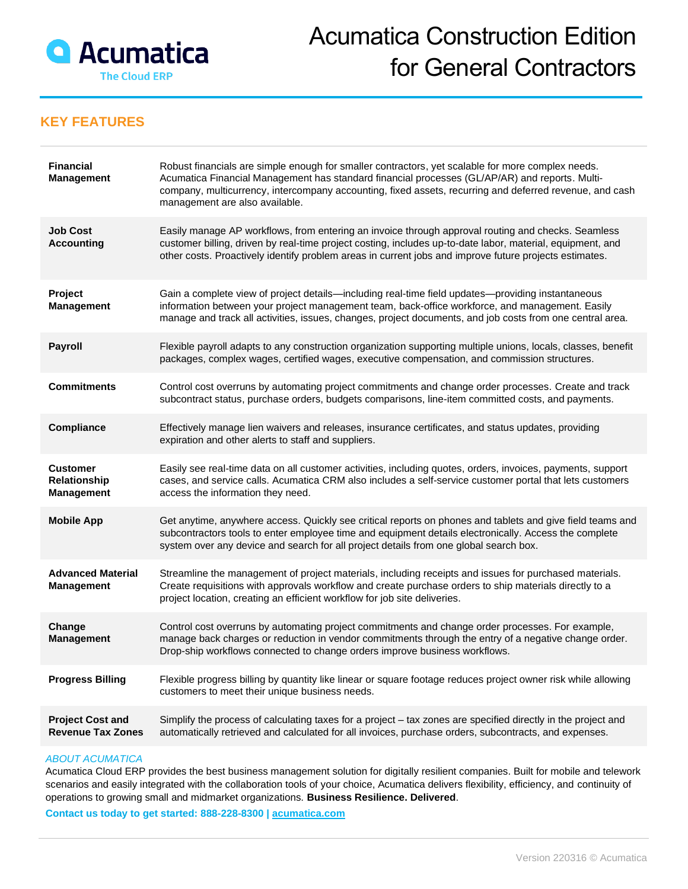# Acumatica Construction Edition for General Contractors

## KEY FEATURES

| | |
|---|---|
| **Financial Management** | Robust financials are simple enough for smaller contractors, yet scalable for more complex needs. Acumatica Financial Management has standard financial processes (GL/AP/AR) and reports. Multi-company, multicurrency, intercompany accounting, fixed assets, recurring and deferred revenue, and cash management are also available. |
| **Job Cost Accounting** | Easily manage AP workflows, from entering an invoice through approval routing and checks. Seamless customer billing, driven by real-time project costing, includes up-to-date labor, material, equipment, and other costs. Proactively identify problem areas in current jobs and improve future projects estimates. |
| **Project Management** | Gain a complete view of project details—including real-time field updates—providing instantaneous information between your project management team, back-office workforce, and management. Easily manage and track all activities, issues, changes, project documents, and job costs from one central area. |
| **Payroll** | Flexible payroll adapts to any construction organization supporting multiple unions, locals, classes, benefit packages, complex wages, certified wages, executive compensation, and commission structures. |
| **Commitments** | Control cost overruns by automating project commitments and change order processes. Create and track subcontract status, purchase orders, budgets comparisons, line-item committed costs, and payments. |
| **Compliance** | Effectively manage lien waivers and releases, insurance certificates, and status updates, providing expiration and other alerts to staff and suppliers. |
| **Customer Relationship Management** | Easily see real-time data on all customer activities, including quotes, orders, invoices, payments, support cases, and service calls. Acumatica CRM also includes a self-service customer portal that lets customers access the information they need. |
| **Mobile App** | Get anytime, anywhere access. Quickly see critical reports on phones and tablets and give field teams and subcontractors tools to enter employee time and equipment details electronically. Access the complete system over any device and search for all project details from one global search box. |
| **Advanced Material Management** | Streamline the management of project materials, including receipts and issues for purchased materials. Create requisitions with approvals workflow and create purchase orders to ship materials directly to a project location, creating an efficient workflow for job site deliveries. |
| **Change Management** | Control cost overruns by automating project commitments and change order processes. For example, manage back charges or reduction in vendor commitments through the entry of a negative change order. Drop-ship workflows connected to change orders improve business workflows. |
| **Progress Billing** | Flexible progress billing by quantity like linear or square footage reduces project owner risk while allowing customers to meet their unique business needs. |
| **Project Cost and Revenue Tax Zones** | Simplify the process of calculating taxes for a project – tax zones are specified directly in the project and automatically retrieved and calculated for all invoices, purchase orders, subcontracts, and expenses. |

*ABOUT ACUMATICA*

Acumatica Cloud ERP provides the best business management solution for digitally resilient companies. Built for mobile and telework scenarios and easily integrated with the collaboration tools of your choice, Acumatica delivers flexibility, efficiency, and continuity of operations to growing small and midmarket organizations. **Business Resilience. Delivered**.

**Contact us today to get started: 888-228-8300 | acumatica.com**

Version 220316 © Acumatica